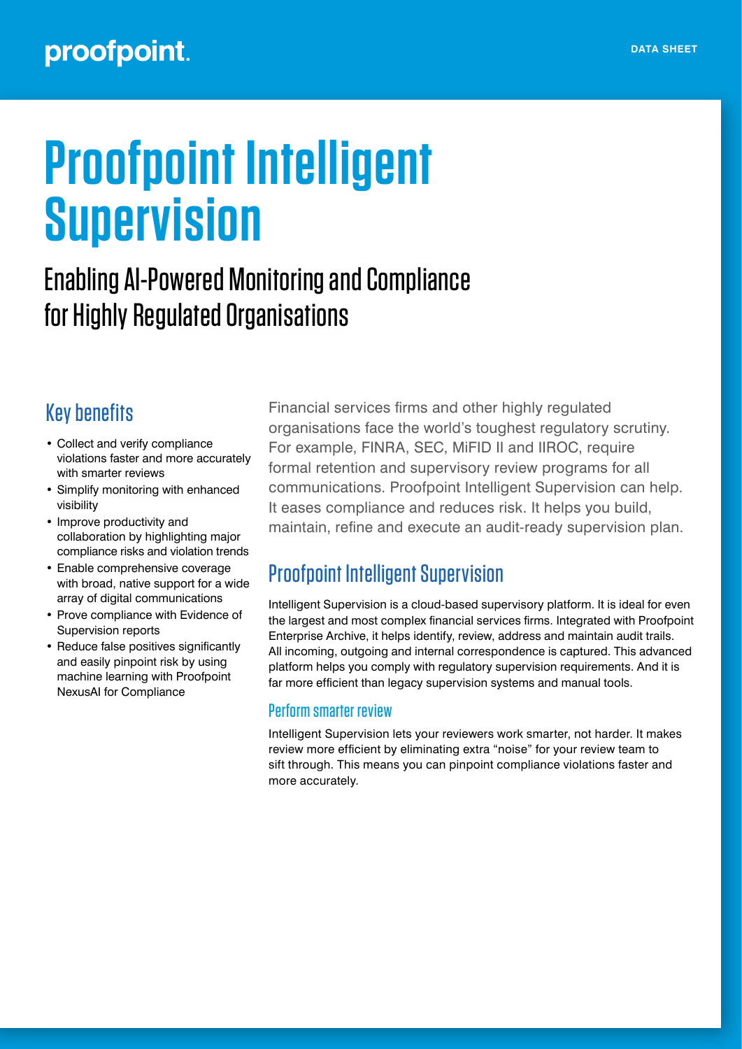proofpoint.

DATA SHEET

# Proofpoint Intelligent Supervision

## Enabling AI-Powered Monitoring and Compliance for Highly Regulated Organisations

## Key benefits

- Collect and verify compliance violations faster and more accurately with smarter reviews
- Simplify monitoring with enhanced visibility
- Improve productivity and collaboration by highlighting major compliance risks and violation trends
- Enable comprehensive coverage with broad, native support for a wide array of digital communications
- Prove compliance with Evidence of Supervision reports
- Reduce false positives significantly and easily pinpoint risk by using machine learning with Proofpoint NexusAI for Compliance

Financial services firms and other highly regulated organisations face the world's toughest regulatory scrutiny. For example, FINRA, SEC, MiFID II and IIROC, require formal retention and supervisory review programs for all communications. Proofpoint Intelligent Supervision can help. It eases compliance and reduces risk. It helps you build, maintain, refine and execute an audit-ready supervision plan.

## Proofpoint Intelligent Supervision

Intelligent Supervision is a cloud-based supervisory platform. It is ideal for even the largest and most complex financial services firms. Integrated with Proofpoint Enterprise Archive, it helps identify, review, address and maintain audit trails. All incoming, outgoing and internal correspondence is captured. This advanced platform helps you comply with regulatory supervision requirements. And it is far more efficient than legacy supervision systems and manual tools.

### Perform smarter review

Intelligent Supervision lets your reviewers work smarter, not harder. It makes review more efficient by eliminating extra "noise" for your review team to sift through. This means you can pinpoint compliance violations faster and more accurately.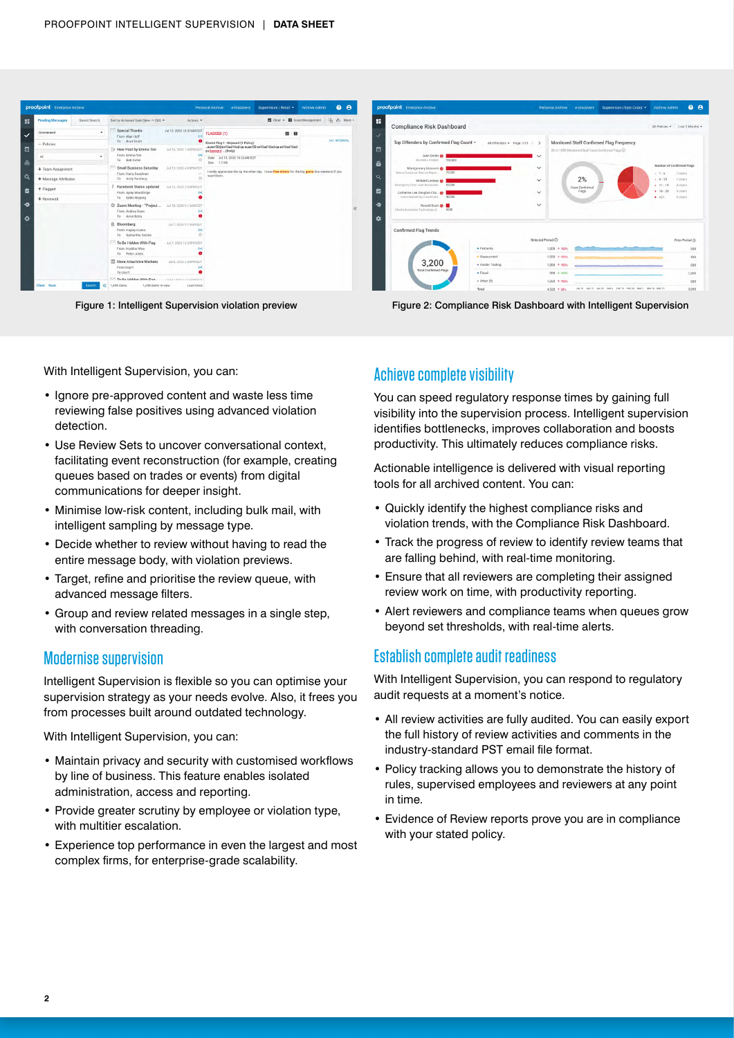Figure 1: Intelligent Supervision violation preview

Figure 2: Compliance Risk Dashboard with Intelligent Supervision

With Intelligent Supervision, you can:

- Ignore pre-approved content and waste less time reviewing false positives using advanced violation detection.
- Use Review Sets to uncover conversational context, facilitating event reconstruction (for example, creating queues based on trades or events) from digital communications for deeper insight.
- Minimise low-risk content, including bulk mail, with intelligent sampling by message type.
- Decide whether to review without having to read the entire message body, with violation previews.
- Target, refine and prioritise the review queue, with advanced message filters.
- Group and review related messages in a single step, with conversation threading.

## Modernise supervision

Intelligent Supervision is flexible so you can optimise your supervision strategy as your needs evolve. Also, it frees you from processes built around outdated technology.

With Intelligent Supervision, you can:

- Maintain privacy and security with customised workflows by line of business. This feature enables isolated administration, access and reporting.
- Provide greater scrutiny by employee or violation type, with multitier escalation.
- Experience top performance in even the largest and most complex firms, for enterprise-grade scalability.

## Achieve complete visibility

You can speed regulatory response times by gaining full visibility into the supervision process. Intelligent supervision identifies bottlenecks, improves collaboration and boosts productivity. This ultimately reduces compliance risks.

Actionable intelligence is delivered with visual reporting tools for all archived content. You can:

- Quickly identify the highest compliance risks and violation trends, with the Compliance Risk Dashboard.
- Track the progress of review to identify review teams that are falling behind, with real-time monitoring.
- Ensure that all reviewers are completing their assigned review work on time, with productivity reporting.
- Alert reviewers and compliance teams when queues grow beyond set thresholds, with real-time alerts.

## Establish complete audit readiness

With Intelligent Supervision, you can respond to regulatory audit requests at a moment's notice.

- All review activities are fully audited. You can easily export the full history of review activities and comments in the industry-standard PST email file format.
- Policy tracking allows you to demonstrate the history of rules, supervised employees and reviewers at any point in time.
- Evidence of Review reports prove you are in compliance with your stated policy.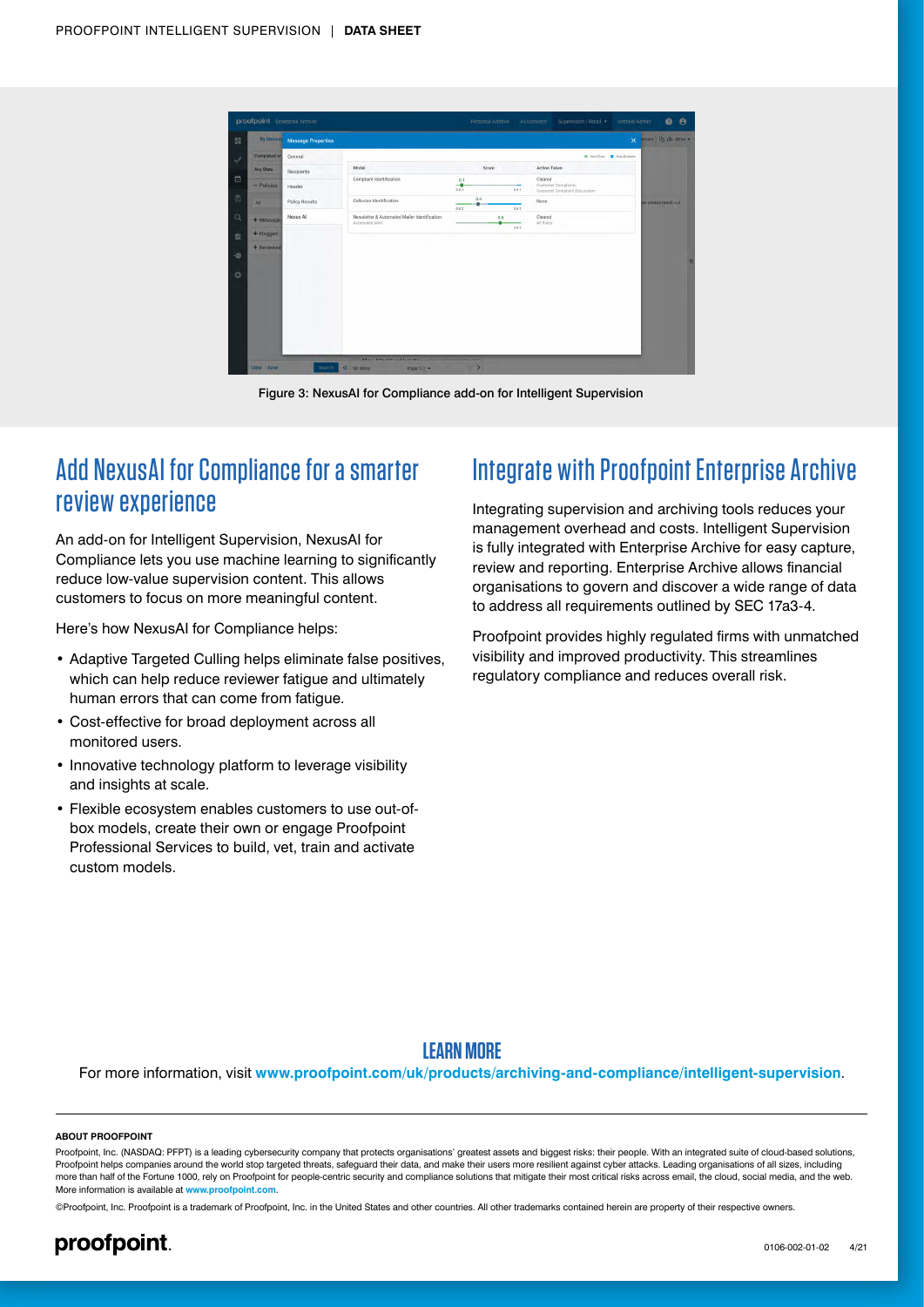Figure 3: NexusAI for Compliance add-on for Intelligent Supervision

## Add NexusAI for Compliance for a smarter review experience

An add-on for Intelligent Supervision, NexusAI for Compliance lets you use machine learning to significantly reduce low-value supervision content. This allows customers to focus on more meaningful content.

Here's how NexusAI for Compliance helps:

- Adaptive Targeted Culling helps eliminate false positives, which can help reduce reviewer fatigue and ultimately human errors that can come from fatigue.
- Cost-effective for broad deployment across all monitored users.
- Innovative technology platform to leverage visibility and insights at scale.
- Flexible ecosystem enables customers to use out-of-box models, create their own or engage Proofpoint Professional Services to build, vet, train and activate custom models.

## Integrate with Proofpoint Enterprise Archive

Integrating supervision and archiving tools reduces your management overhead and costs. Intelligent Supervision is fully integrated with Enterprise Archive for easy capture, review and reporting. Enterprise Archive allows financial organisations to govern and discover a wide range of data to address all requirements outlined by SEC 17a3-4.

Proofpoint provides highly regulated firms with unmatched visibility and improved productivity. This streamlines regulatory compliance and reduces overall risk.

## LEARN MORE

For more information, visit **www.proofpoint.com/uk/products/archiving-and-compliance/intelligent-supervision**.

**ABOUT PROOFPOINT**

Proofpoint, Inc. (NASDAQ: PFPT) is a leading cybersecurity company that protects organisations' greatest assets and biggest risks: their people. With an integrated suite of cloud-based solutions, Proofpoint helps companies around the world stop targeted threats, safeguard their data, and make their users more resilient against cyber attacks. Leading organisations of all sizes, including more than half of the Fortune 1000, rely on Proofpoint for people-centric security and compliance solutions that mitigate their most critical risks across email, the cloud, social media, and the web. More information is available at **www.proofpoint.com**.

©Proofpoint, Inc. Proofpoint is a trademark of Proofpoint, Inc. in the United States and other countries. All other trademarks contained herein are property of their respective owners.

proofpoint.

0106-002-01-02 4/21